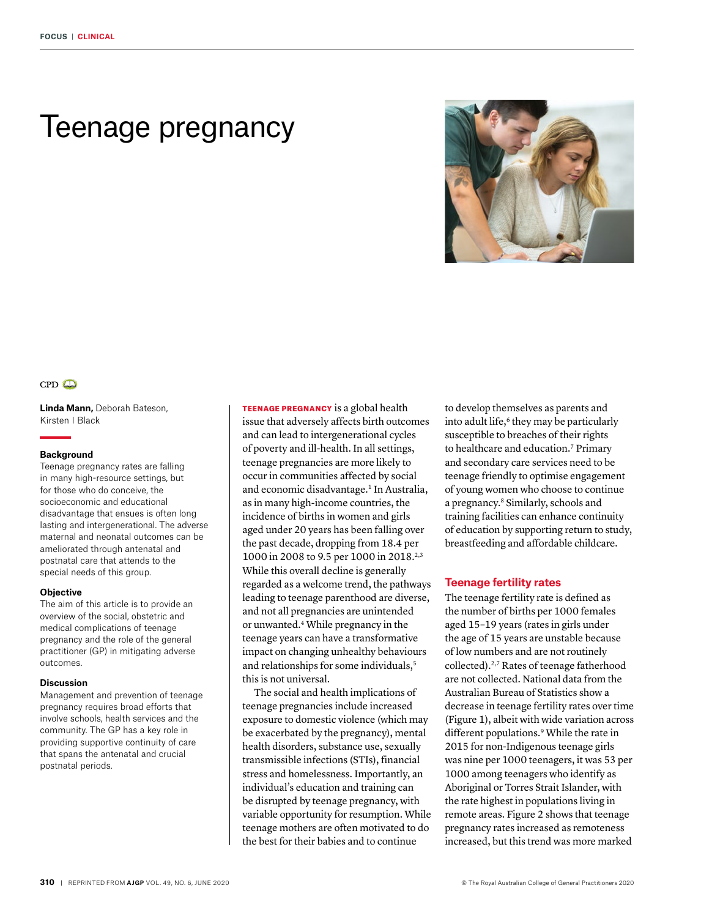# Teenage pregnancy

CPD

**Linda Mann,** Deborah Bateson, Kirsten I Black

### Background

Teenage pregnancy rates are falling in many high-resource settings, but for those who do conceive, the socioeconomic and educational disadvantage that ensues is often long lasting and intergenerational. The adverse maternal and neonatal outcomes can be ameliorated through antenatal and postnatal care that attends to the special needs of this group.

### Objective

The aim of this article is to provide an overview of the social, obstetric and medical complications of teenage pregnancy and the role of the general practitioner (GP) in mitigating adverse outcomes.

### Discussion

Management and prevention of teenage pregnancy requires broad efforts that involve schools, health services and the community. The GP has a key role in providing supportive continuity of care that spans the antenatal and crucial postnatal periods.

**TEENAGE PREGNANCY** is a global health issue that adversely affects birth outcomes and can lead to intergenerational cycles of poverty and ill-health. In all settings, teenage pregnancies are more likely to occur in communities affected by social and economic disadvantage.[1] In Australia, as in many high-income countries, the incidence of births in women and girls aged under 20 years has been falling over the past decade, dropping from 18.4 per 1000 in 2008 to 9.5 per 1000 in 2018.[2,3] While this overall decline is generally regarded as a welcome trend, the pathways leading to teenage parenthood are diverse, and not all pregnancies are unintended or unwanted.[4] While pregnancy in the teenage years can have a transformative impact on changing unhealthy behaviours and relationships for some individuals,[5] this is not universal.

The social and health implications of teenage pregnancies include increased exposure to domestic violence (which may be exacerbated by the pregnancy), mental health disorders, substance use, sexually transmissible infections (STIs), financial stress and homelessness. Importantly, an individual's education and training can be disrupted by teenage pregnancy, with variable opportunity for resumption. While teenage mothers are often motivated to do the best for their babies and to continue to develop themselves as parents and into adult life,[6] they may be particularly susceptible to breaches of their rights to healthcare and education.[7] Primary and secondary care services need to be teenage friendly to optimise engagement of young women who choose to continue a pregnancy.[8] Similarly, schools and training facilities can enhance continuity of education by supporting return to study, breastfeeding and affordable childcare.

## Teenage fertility rates

The teenage fertility rate is defined as the number of births per 1000 females aged 15–19 years (rates in girls under the age of 15 years are unstable because of low numbers and are not routinely collected).[2,7] Rates of teenage fatherhood are not collected. National data from the Australian Bureau of Statistics show a decrease in teenage fertility rates over time (Figure 1), albeit with wide variation across different populations.[9] While the rate in 2015 for non-Indigenous teenage girls was nine per 1000 teenagers, it was 53 per 1000 among teenagers who identify as Aboriginal or Torres Strait Islander, with the rate highest in populations living in remote areas. Figure 2 shows that teenage pregnancy rates increased as remoteness increased, but this trend was more marked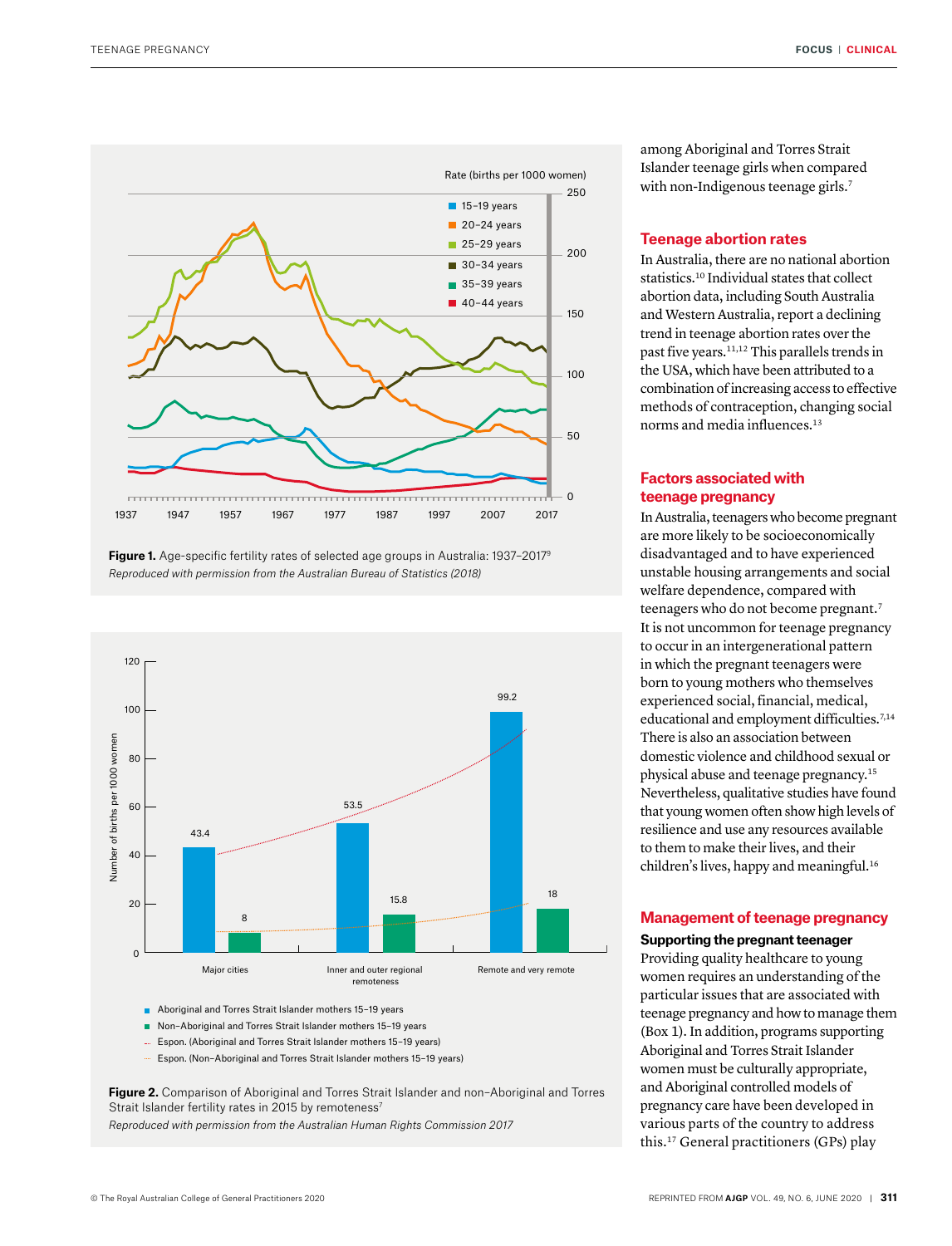**Figure 1.** Age-specific fertility rates of selected age groups in Australia: 1937–2017[9]
*Reproduced with permission from the Australian Bureau of Statistics (2018)*

**Figure 2.** Comparison of Aboriginal and Torres Strait Islander and non–Aboriginal and Torres Strait Islander fertility rates in 2015 by remoteness[7]
*Reproduced with permission from the Australian Human Rights Commission 2017*

among Aboriginal and Torres Strait Islander teenage girls when compared with non-Indigenous teenage girls.[7]

## Teenage abortion rates

In Australia, there are no national abortion statistics.[10] Individual states that collect abortion data, including South Australia and Western Australia, report a declining trend in teenage abortion rates over the past five years.[11,12] This parallels trends in the USA, which have been attributed to a combination of increasing access to effective methods of contraception, changing social norms and media influences.[13]

## Factors associated with teenage pregnancy

In Australia, teenagers who become pregnant are more likely to be socioeconomically disadvantaged and to have experienced unstable housing arrangements and social welfare dependence, compared with teenagers who do not become pregnant.[7] It is not uncommon for teenage pregnancy to occur in an intergenerational pattern in which the pregnant teenagers were born to young mothers who themselves experienced social, financial, medical, educational and employment difficulties.[7,14] There is also an association between domestic violence and childhood sexual or physical abuse and teenage pregnancy.[15] Nevertheless, qualitative studies have found that young women often show high levels of resilience and use any resources available to them to make their lives, and their children's lives, happy and meaningful.[16]

## Management of teenage pregnancy

### Supporting the pregnant teenager

Providing quality healthcare to young women requires an understanding of the particular issues that are associated with teenage pregnancy and how to manage them (Box 1). In addition, programs supporting Aboriginal and Torres Strait Islander women must be culturally appropriate, and Aboriginal controlled models of pregnancy care have been developed in various parts of the country to address this.[17] General practitioners (GPs) play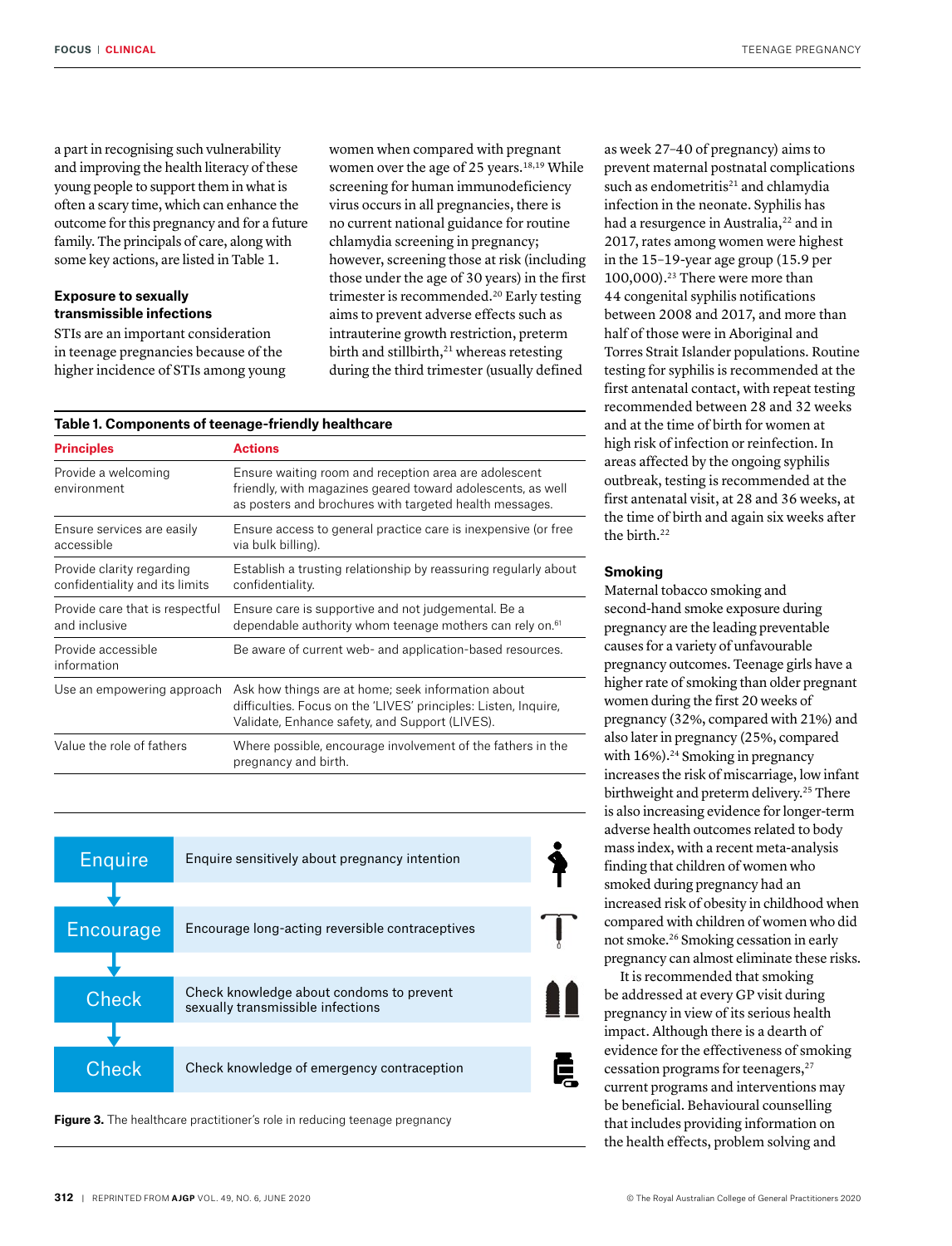a part in recognising such vulnerability and improving the health literacy of these young people to support them in what is often a scary time, which can enhance the outcome for this pregnancy and for a future family. The principals of care, along with some key actions, are listed in Table 1.

### Exposure to sexually transmissible infections

STIs are an important consideration in teenage pregnancies because of the higher incidence of STIs among young women when compared with pregnant women over the age of 25 years.[18,19] While screening for human immunodeficiency virus occurs in all pregnancies, there is no current national guidance for routine chlamydia screening in pregnancy; however, screening those at risk (including those under the age of 30 years) in the first trimester is recommended.[20] Early testing aims to prevent adverse effects such as intrauterine growth restriction, preterm birth and stillbirth,[21] whereas retesting during the third trimester (usually defined as week 27–40 of pregnancy) aims to prevent maternal postnatal complications such as endometritis[21] and chlamydia infection in the neonate. Syphilis has had a resurgence in Australia,[22] and in 2017, rates among women were highest in the 15–19-year age group (15.9 per 100,000).[23] There were more than 44 congenital syphilis notifications between 2008 and 2017, and more than half of those were in Aboriginal and Torres Strait Islander populations. Routine testing for syphilis is recommended at the first antenatal contact, with repeat testing recommended between 28 and 32 weeks and at the time of birth for women at high risk of infection or reinfection. In areas affected by the ongoing syphilis outbreak, testing is recommended at the first antenatal visit, at 28 and 36 weeks, at the time of birth and again six weeks after the birth.[22]

**Table 1. Components of teenage-friendly healthcare**

| Principles | Actions |
|---|---|
| Provide a welcoming environment | Ensure waiting room and reception area are adolescent friendly, with magazines geared toward adolescents, as well as posters and brochures with targeted health messages. |
| Ensure services are easily accessible | Ensure access to general practice care is inexpensive (or free via bulk billing). |
| Provide clarity regarding confidentiality and its limits | Establish a trusting relationship by reassuring regularly about confidentiality. |
| Provide care that is respectful and inclusive | Ensure care is supportive and not judgemental. Be a dependable authority whom teenage mothers can rely on.[61] |
| Provide accessible information | Be aware of current web- and application-based resources. |
| Use an empowering approach | Ask how things are at home; seek information about difficulties. Focus on the 'LIVES' principles: Listen, Inquire, Validate, Enhance safety, and Support (LIVES). |
| Value the role of fathers | Where possible, encourage involvement of the fathers in the pregnancy and birth. |

| | |
|---|---|
| Enquire | Enquire sensitively about pregnancy intention |
| Encourage | Encourage long-acting reversible contraceptives |
| Check | Check knowledge about condoms to prevent sexually transmissible infections |
| Check | Check knowledge of emergency contraception |

**Figure 3.** The healthcare practitioner's role in reducing teenage pregnancy

### Smoking

Maternal tobacco smoking and second-hand smoke exposure during pregnancy are the leading preventable causes for a variety of unfavourable pregnancy outcomes. Teenage girls have a higher rate of smoking than older pregnant women during the first 20 weeks of pregnancy (32%, compared with 21%) and also later in pregnancy (25%, compared with 16%).[24] Smoking in pregnancy increases the risk of miscarriage, low infant birthweight and preterm delivery.[25] There is also increasing evidence for longer-term adverse health outcomes related to body mass index, with a recent meta-analysis finding that children of women who smoked during pregnancy had an increased risk of obesity in childhood when compared with children of women who did not smoke.[26] Smoking cessation in early pregnancy can almost eliminate these risks.

It is recommended that smoking be addressed at every GP visit during pregnancy in view of its serious health impact. Although there is a dearth of evidence for the effectiveness of smoking cessation programs for teenagers,[27] current programs and interventions may be beneficial. Behavioural counselling that includes providing information on the health effects, problem solving and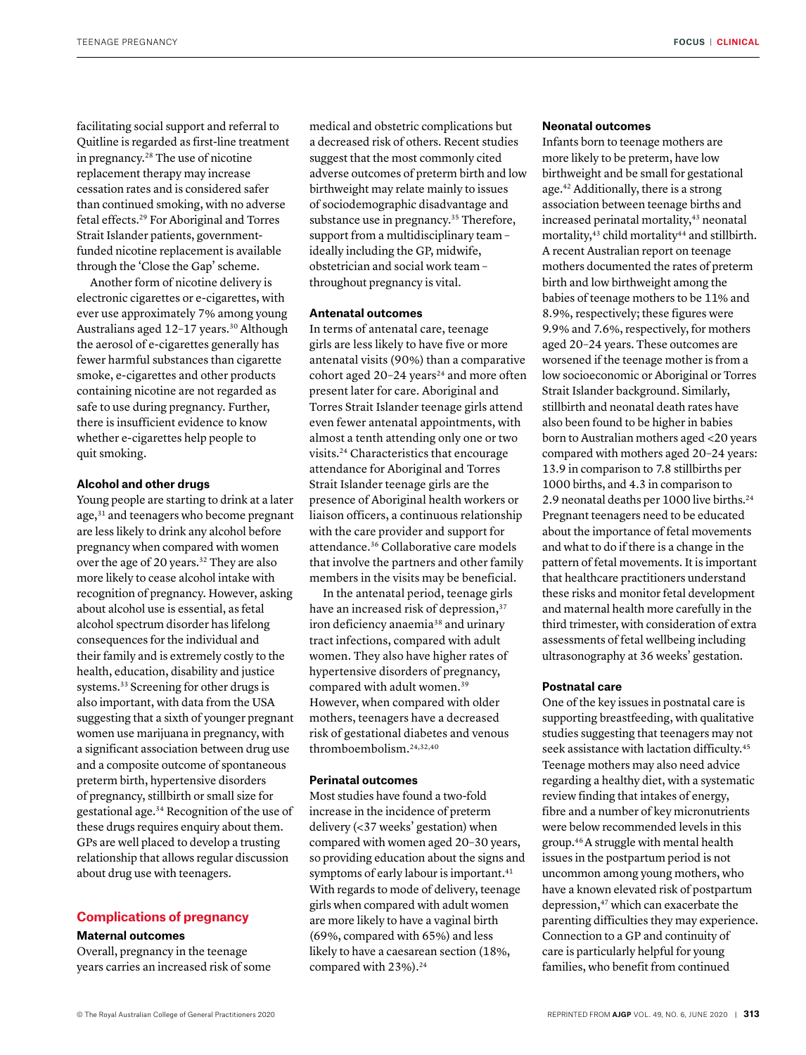facilitating social support and referral to Quitline is regarded as first-line treatment in pregnancy.[28] The use of nicotine replacement therapy may increase cessation rates and is considered safer than continued smoking, with no adverse fetal effects.[29] For Aboriginal and Torres Strait Islander patients, government-funded nicotine replacement is available through the 'Close the Gap' scheme.

Another form of nicotine delivery is electronic cigarettes or e-cigarettes, with ever use approximately 7% among young Australians aged 12–17 years.[30] Although the aerosol of e-cigarettes generally has fewer harmful substances than cigarette smoke, e-cigarettes and other products containing nicotine are not regarded as safe to use during pregnancy. Further, there is insufficient evidence to know whether e-cigarettes help people to quit smoking.

### Alcohol and other drugs

Young people are starting to drink at a later age,[31] and teenagers who become pregnant are less likely to drink any alcohol before pregnancy when compared with women over the age of 20 years.[32] They are also more likely to cease alcohol intake with recognition of pregnancy. However, asking about alcohol use is essential, as fetal alcohol spectrum disorder has lifelong consequences for the individual and their family and is extremely costly to the health, education, disability and justice systems.[33] Screening for other drugs is also important, with data from the USA suggesting that a sixth of younger pregnant women use marijuana in pregnancy, with a significant association between drug use and a composite outcome of spontaneous preterm birth, hypertensive disorders of pregnancy, stillbirth or small size for gestational age.[34] Recognition of the use of these drugs requires enquiry about them. GPs are well placed to develop a trusting relationship that allows regular discussion about drug use with teenagers.

## Complications of pregnancy

### Maternal outcomes

Overall, pregnancy in the teenage years carries an increased risk of some medical and obstetric complications but a decreased risk of others. Recent studies suggest that the most commonly cited adverse outcomes of preterm birth and low birthweight may relate mainly to issues of sociodemographic disadvantage and substance use in pregnancy.[35] Therefore, support from a multidisciplinary team – ideally including the GP, midwife, obstetrician and social work team – throughout pregnancy is vital.

### Antenatal outcomes

In terms of antenatal care, teenage girls are less likely to have five or more antenatal visits (90%) than a comparative cohort aged 20–24 years[24] and more often present later for care. Aboriginal and Torres Strait Islander teenage girls attend even fewer antenatal appointments, with almost a tenth attending only one or two visits.[24] Characteristics that encourage attendance for Aboriginal and Torres Strait Islander teenage girls are the presence of Aboriginal health workers or liaison officers, a continuous relationship with the care provider and support for attendance.[36] Collaborative care models that involve the partners and other family members in the visits may be beneficial.

In the antenatal period, teenage girls have an increased risk of depression,[37] iron deficiency anaemia[38] and urinary tract infections, compared with adult women. They also have higher rates of hypertensive disorders of pregnancy, compared with adult women.[39] However, when compared with older mothers, teenagers have a decreased risk of gestational diabetes and venous thromboembolism.[24,32,40]

### Perinatal outcomes

Most studies have found a two-fold increase in the incidence of preterm delivery (<37 weeks' gestation) when compared with women aged 20–30 years, so providing education about the signs and symptoms of early labour is important.[41] With regards to mode of delivery, teenage girls when compared with adult women are more likely to have a vaginal birth (69%, compared with 65%) and less likely to have a caesarean section (18%, compared with 23%).[24]

### Neonatal outcomes

Infants born to teenage mothers are more likely to be preterm, have low birthweight and be small for gestational age.[42] Additionally, there is a strong association between teenage births and increased perinatal mortality,[43] neonatal mortality,[43] child mortality[44] and stillbirth. A recent Australian report on teenage mothers documented the rates of preterm birth and low birthweight among the babies of teenage mothers to be 11% and 8.9%, respectively; these figures were 9.9% and 7.6%, respectively, for mothers aged 20–24 years. These outcomes are worsened if the teenage mother is from a low socioeconomic or Aboriginal or Torres Strait Islander background. Similarly, stillbirth and neonatal death rates have also been found to be higher in babies born to Australian mothers aged <20 years compared with mothers aged 20–24 years: 13.9 in comparison to 7.8 stillbirths per 1000 births, and 4.3 in comparison to 2.9 neonatal deaths per 1000 live births.[24] Pregnant teenagers need to be educated about the importance of fetal movements and what to do if there is a change in the pattern of fetal movements. It is important that healthcare practitioners understand these risks and monitor fetal development and maternal health more carefully in the third trimester, with consideration of extra assessments of fetal wellbeing including ultrasonography at 36 weeks' gestation.

### Postnatal care

One of the key issues in postnatal care is supporting breastfeeding, with qualitative studies suggesting that teenagers may not seek assistance with lactation difficulty.[45] Teenage mothers may also need advice regarding a healthy diet, with a systematic review finding that intakes of energy, fibre and a number of key micronutrients were below recommended levels in this group.[46] A struggle with mental health issues in the postpartum period is not uncommon among young mothers, who have a known elevated risk of postpartum depression,[47] which can exacerbate the parenting difficulties they may experience. Connection to a GP and continuity of care is particularly helpful for young families, who benefit from continued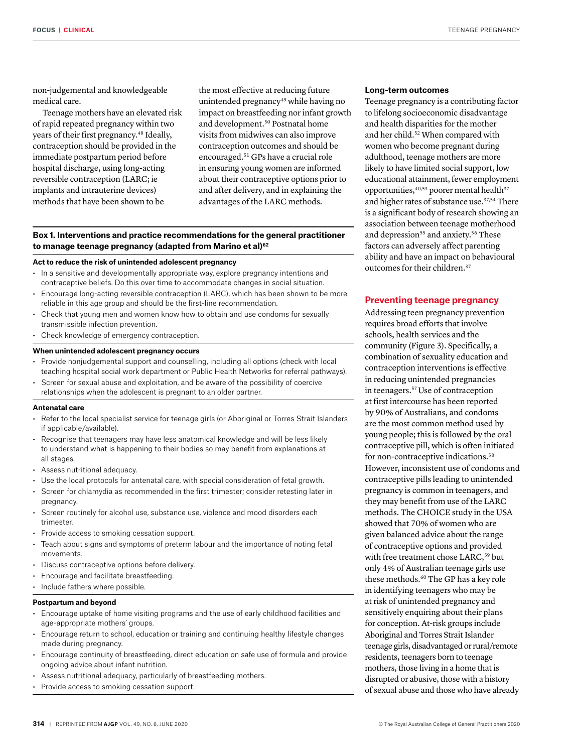non-judgemental and knowledgeable medical care.

Teenage mothers have an elevated risk of rapid repeated pregnancy within two years of their first pregnancy.[48] Ideally, contraception should be provided in the immediate postpartum period before hospital discharge, using long-acting reversible contraception (LARC; ie implants and intrauterine devices) methods that have been shown to be the most effective at reducing future unintended pregnancy[49] while having no impact on breastfeeding nor infant growth and development.[50] Postnatal home visits from midwives can also improve contraception outcomes and should be encouraged.[51] GPs have a crucial role in ensuring young women are informed about their contraceptive options prior to and after delivery, and in explaining the advantages of the LARC methods.

**Box 1. Interventions and practice recommendations for the general practitioner to manage teenage pregnancy (adapted from Marino et al)[62]**

**Act to reduce the risk of unintended adolescent pregnancy**

- In a sensitive and developmentally appropriate way, explore pregnancy intentions and contraceptive beliefs. Do this over time to accommodate changes in social situation.
- Encourage long-acting reversible contraception (LARC), which has been shown to be more reliable in this age group and should be the first-line recommendation.
- Check that young men and women know how to obtain and use condoms for sexually transmissible infection prevention.
- Check knowledge of emergency contraception.

**When unintended adolescent pregnancy occurs**

- Provide nonjudgemental support and counselling, including all options (check with local teaching hospital social work department or Public Health Networks for referral pathways).
- Screen for sexual abuse and exploitation, and be aware of the possibility of coercive relationships when the adolescent is pregnant to an older partner.

**Antenatal care**

- Refer to the local specialist service for teenage girls (or Aboriginal or Torres Strait Islanders if applicable/available).
- Recognise that teenagers may have less anatomical knowledge and will be less likely to understand what is happening to their bodies so may benefit from explanations at all stages.
- Assess nutritional adequacy.
- Use the local protocols for antenatal care, with special consideration of fetal growth.
- Screen for chlamydia as recommended in the first trimester; consider retesting later in pregnancy.
- Screen routinely for alcohol use, substance use, violence and mood disorders each trimester.
- Provide access to smoking cessation support.
- Teach about signs and symptoms of preterm labour and the importance of noting fetal movements.
- Discuss contraceptive options before delivery.
- Encourage and facilitate breastfeeding.
- Include fathers where possible.

**Postpartum and beyond**

- Encourage uptake of home visiting programs and the use of early childhood facilities and age-appropriate mothers' groups.
- Encourage return to school, education or training and continuing healthy lifestyle changes made during pregnancy.
- Encourage continuity of breastfeeding, direct education on safe use of formula and provide ongoing advice about infant nutrition.
- Assess nutritional adequacy, particularly of breastfeeding mothers.
- Provide access to smoking cessation support.

### Long-term outcomes

Teenage pregnancy is a contributing factor to lifelong socioeconomic disadvantage and health disparities for the mother and her child.[52] When compared with women who become pregnant during adulthood, teenage mothers are more likely to have limited social support, low educational attainment, fewer employment opportunities,[40,53] poorer mental health[37] and higher rates of substance use.[37,54] There is a significant body of research showing an association between teenage motherhood and depression[55] and anxiety.[56] These factors can adversely affect parenting ability and have an impact on behavioural outcomes for their children.[37]

## Preventing teenage pregnancy

Addressing teen pregnancy prevention requires broad efforts that involve schools, health services and the community (Figure 3). Specifically, a combination of sexuality education and contraception interventions is effective in reducing unintended pregnancies in teenagers.[57] Use of contraception at first intercourse has been reported by 90% of Australians, and condoms are the most common method used by young people; this is followed by the oral contraceptive pill, which is often initiated for non-contraceptive indications.[58] However, inconsistent use of condoms and contraceptive pills leading to unintended pregnancy is common in teenagers, and they may benefit from use of the LARC methods. The CHOICE study in the USA showed that 70% of women who are given balanced advice about the range of contraceptive options and provided with free treatment chose LARC,[59] but only 4% of Australian teenage girls use these methods.[60] The GP has a key role in identifying teenagers who may be at risk of unintended pregnancy and sensitively enquiring about their plans for conception. At-risk groups include Aboriginal and Torres Strait Islander teenage girls, disadvantaged or rural/remote residents, teenagers born to teenage mothers, those living in a home that is disrupted or abusive, those with a history of sexual abuse and those who have already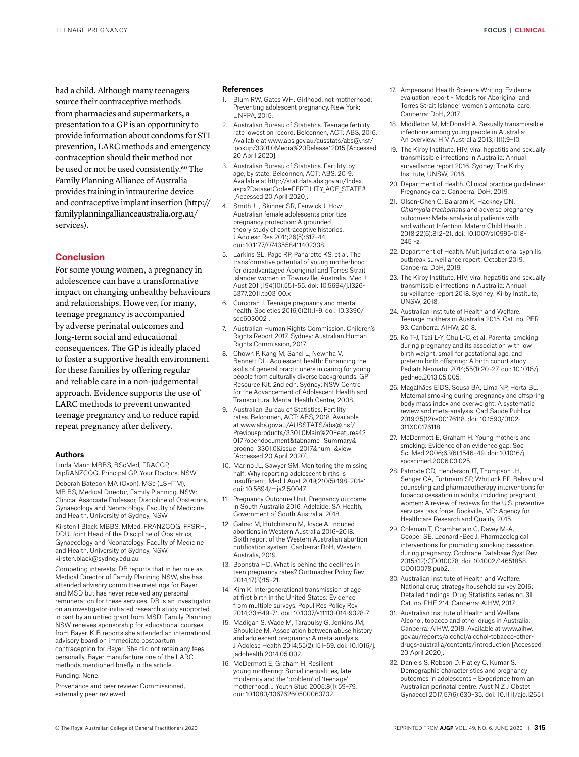had a child. Although many teenagers source their contraceptive methods from pharmacies and supermarkets, a presentation to a GP is an opportunity to provide information about condoms for STI prevention, LARC methods and emergency contraception should their method not be used or not be used consistently.[60] The Family Planning Alliance of Australia provides training in intrauterine device and contraceptive implant insertion (http://familyplanningallianceaustralia.org.au/services).

## Conclusion

For some young women, a pregnancy in adolescence can have a transformative impact on changing unhealthy behaviours and relationships. However, for many, teenage pregnancy is accompanied by adverse perinatal outcomes and long-term social and educational consequences. The GP is ideally placed to foster a supportive health environment for these families by offering regular and reliable care in a non-judgemental approach. Evidence supports the use of LARC methods to prevent unwanted teenage pregnancy and to reduce rapid repeat pregnancy after delivery.

### Authors

Linda Mann MBBS, BScMed, FRACGP, DipRANZCOG, Principal GP, Your Doctors, NSW

Deborah Bateson MA (Oxon), MSc (LSHTM), MB BS, Medical Director, Family Planning, NSW; Clinical Associate Professor, Discipline of Obstetrics, Gynaecology and Neonatology, Faculty of Medicine and Health, University of Sydney, NSW

Kirsten I Black MBBS, MMed, FRANZCOG, FFSRH, DDU, Joint Head of the Discipline of Obstetrics, Gynaecology and Neonatology, Faculty of Medicine and Health, University of Sydney, NSW. kirsten.black@sydney.edu.au

Competing interests: DB reports that in her role as Medical Director of Family Planning NSW, she has attended advisory committee meetings for Bayer and MSD but has never received any personal remuneration for these services. DB is an investigator on an investigator-initiated research study supported in part by an untied grant from MSD. Family Planning NSW receives sponsorship for educational courses from Bayer. KIB reports she attended an international advisory board on immediate postpartum contraception for Bayer. She did not retain any fees personally. Bayer manufacture one of the LARC methods mentioned briefly in the article.

Funding: None.

Provenance and peer review: Commissioned, externally peer reviewed.

### References

1. Blum RW, Gates WH. Girlhood, not motherhood: Preventing adolescent pregnancy. New York: UNFPA, 2015.
2. Australian Bureau of Statistics. Teenage fertility rate lowest on record. Belconnen, ACT: ABS, 2016. Available at www.abs.gov.au/ausstats/abs@.nsf/lookup/3301.0Media%20Release12015 [Accessed 20 April 2020].
3. Australian Bureau of Statistics. Fertility, by age, by state. Belconnen, ACT: ABS, 2019. Available at http://stat.data.abs.gov.au/Index.aspx?DatasetCode=FERTILITY_AGE_STATE# [Accessed 20 April 2020].
4. Smith JL, Skinner SR, Fenwick J. How Australian female adolescents prioritize pregnancy protection: A grounded theory study of contraceptive histories. J Adolesc Res 2011;26(5):617–44. doi: 10.1177/0743558411402338.
5. Larkins SL, Page RP, Panaretto KS, et al. The transformative potential of young motherhood for disadvantaged Aboriginal and Torres Strait Islander women in Townsville, Australia. Med J Aust 2011;194(10):551–55. doi: 10.5694/j.1326-5377.2011.tb03100.x
6. Corcoran J. Teenage pregnancy and mental health. Societies 2016;6(21):1–9. doi: 10.3390/soc6030021.
7. Australian Human Rights Commission. Children's Rights Report 2017. Sydney: Australian Human Rights Commission, 2017.
8. Chown P, Kang M, Sanci L, Newnha V, Bennett DL. Adolescent health: Enhancing the skills of general practitioners in caring for young people from culturally diverse backgrounds. GP Resource Kit. 2nd edn. Sydney: NSW Centre for the Advancement of Adolescent Health and Transcultural Mental Health Centre, 2008.
9. Australian Bureau of Statistics. Fertility rates. Belconnen, ACT: ABS, 2018. Available at www.abs.gov.au/AUSSTATS/abs@.nsf/Previousproducts/3301.0Main%20Features42017?opendocument&tabname=Summary&prodno=3301.0&issue=2017&num=&view= [Accessed 20 April 2020].
10. Marino JL, Sawyer SM. Monitoring the missing half: Why reporting adolescent births is insufficient. Med J Aust 2019;210(5):198–201e1. doi: 10.5694/mja2.50047.
11. Pregnancy Outcome Unit. Pregnancy outcome in South Australia 2016. Adelaide: SA Health, Government of South Australia, 2018.
12. Galrao M, Hutchinson M, Joyce A. Induced abortions in Western Australia 2016–2018. Sixth report of the Western Australian abortion notification system. Canberra: DoH, Western Australia, 2019.
13. Boonstra HD. What is behind the declines in teen pregnancy rates? Guttmacher Policy Rev 2014;17(3):15–21.
14. Kim K. Intergenerational transmission of age at first birth in the United States: Evidence from multiple surveys. Popul Res Policy Rev 2014;33:649–71. doi: 10.1007/s11113-014-9328-7.
15. Madigan S, Wade M, Tarabulsy G, Jenkins JM, Shouldice M. Association between abuse history and adolescent pregnancy: A meta-analysis. J Adolesc Health 2014;55(2):151–59. doi: 10.1016/j.jadohealth.2014.05.002.
16. McDermott E, Graham H. Resilient young mothering: Social inequalities, late modernity and the 'problem' of 'teenage' motherhood. J Youth Stud 2005;8(1):59–79. doi: 10.1080/13676260500063702.
17. Ampersand Health Science Writing. Evidence evaluation report – Models for Aboriginal and Torres Strait Islander women's antenatal care. Canberra: DoH, 2017.
18. Middleton M, McDonald A. Sexually transmissible infections among young people in Australia: An overview. HIV Australia 2013;11(1):9–10.
19. The Kirby Institute. HIV, viral hepatitis and sexually transmissible infections in Australia: Annual surveillance report 2016. Sydney: The Kirby Institute, UNSW, 2016.
20. Department of Health. Clinical practice guidelines: Pregnancy care. Canberra: DoH, 2019.
21. Olson-Chen C, Balaram K, Hackney DN. *Chlamydia trachomatis* and adverse pregnancy outcomes: Meta-analysis of patients with and without infection. Matern Child Health J 2018;22(6):812–21. doi: 10.1007/s10995-018-2451-z.
22. Department of Health. Multijurisdictional syphilis outbreak surveillance report: October 2019. Canberra: DoH, 2019.
23. The Kirby Institute. HIV, viral hepatitis and sexually transmissible infections in Australia: Annual surveillance report 2018. Sydney: Kirby Institute, UNSW, 2018.
24. Australian Institute of Health and Welfare. Teenage mothers in Australia 2015. Cat. no. PER 93. Canberra: AIHW, 2018.
25. Ko T-J, Tsai L-Y, Chu L-C, et al. Parental smoking during pregnancy and its association with low birth weight, small for gestational age, and preterm birth offspring: A birth cohort study. Pediatr Neonatol 2014;55(1):20–27. doi: 10.1016/j.pedneo.2013.05.005.
26. Magalhães EIDS, Sousa BA, Lima NP, Horta BL. Maternal smoking during pregnancy and offspring body mass index and overweight: A systematic review and meta-analysis. Cad Saude Publica 2019;35(12):e00176118. doi: 10.1590/0102-311X00176118.
27. McDermott E, Graham H. Young mothers and smoking: Evidence of an evidence gap. Soc Sci Med 2006;63(6):1546–49. doi: 10.1016/j.socscimed.2006.03.025.
28. Patnode CD, Henderson JT, Thompson JH, Senger CA, Fortmann SP, Whitlock EP. Behavioral counseling and pharmacotherapy interventions for tobacco cessation in adults, including pregnant women: A review of reviews for the U.S. preventive services task force. Rockville, MD: Agency for Healthcare Research and Quality, 2015.
29. Coleman T, Chamberlain C, Davey M-A, Cooper SE, Leonardi-Bee J. Pharmacological interventions for promoting smoking cessation during pregnancy. Cochrane Database Syst Rev 2015;(12):CD010078. doi: 10.1002/14651858.CD010078.pub2.
30. Australian Institute of Health and Welfare. National drug strategy household survey 2016: Detailed findings. Drug Statistics series no. 31. Cat. no. PHE 214. Canberra: AIHW, 2017.
31. Australian Institute of Health and Welfare. Alcohol, tobacco and other drugs in Australia. Canberra: AIHW, 2019. Available at www.aihw.gov.au/reports/alcohol/alcohol-tobacco-other-drugs-australia/contents/introduction [Accessed 20 April 2020].
32. Daniels S, Robson D, Flatley C, Kumar S. Demographic characteristics and pregnancy outcomes in adolescents – Experience from an Australian perinatal centre. Aust N Z J Obstet Gynaecol 2017;57(6):630–35. doi: 10.1111/ajo.12651.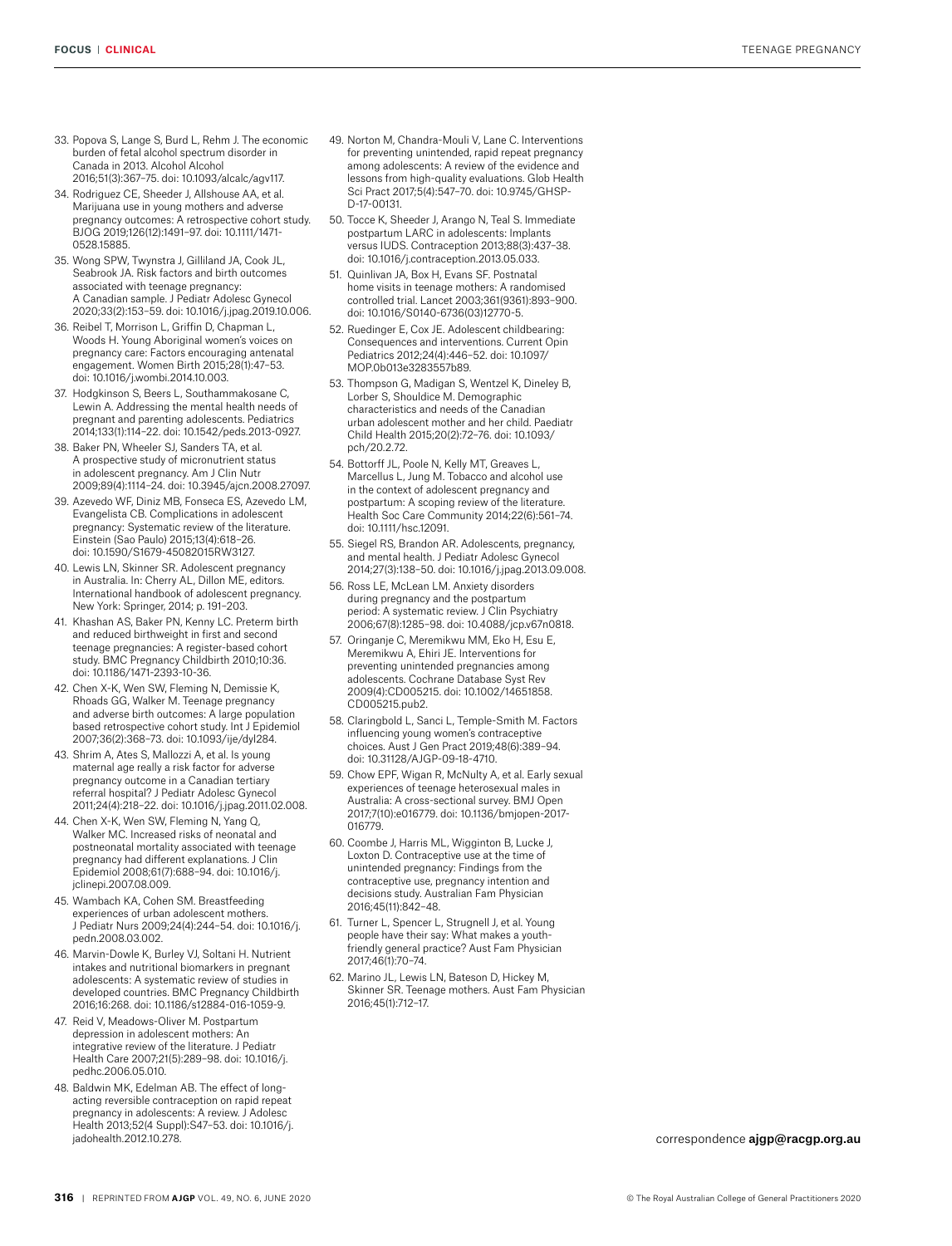33. Popova S, Lange S, Burd L, Rehm J. The economic burden of fetal alcohol spectrum disorder in Canada in 2013. Alcohol Alcohol 2016;51(3):367–75. doi: 10.1093/alcalc/agv117.
34. Rodriguez CE, Sheeder J, Allshouse AA, et al. Marijuana use in young mothers and adverse pregnancy outcomes: A retrospective cohort study. BJOG 2019;126(12):1491–97. doi: 10.1111/1471-0528.15885.
35. Wong SPW, Twynstra J, Gilliland JA, Cook JL, Seabrook JA. Risk factors and birth outcomes associated with teenage pregnancy: A Canadian sample. J Pediatr Adolesc Gynecol 2020;33(2):153–59. doi: 10.1016/j.jpag.2019.10.006.
36. Reibel T, Morrison L, Griffin D, Chapman L, Woods H. Young Aboriginal women's voices on pregnancy care: Factors encouraging antenatal engagement. Women Birth 2015;28(1):47–53. doi: 10.1016/j.wombi.2014.10.003.
37. Hodgkinson S, Beers L, Southammakosane C, Lewin A. Addressing the mental health needs of pregnant and parenting adolescents. Pediatrics 2014;133(1):114–22. doi: 10.1542/peds.2013-0927.
38. Baker PN, Wheeler SJ, Sanders TA, et al. A prospective study of micronutrient status in adolescent pregnancy. Am J Clin Nutr 2009;89(4):1114–24. doi: 10.3945/ajcn.2008.27097.
39. Azevedo WF, Diniz MB, Fonseca ES, Azevedo LM, Evangelista CB. Complications in adolescent pregnancy: Systematic review of the literature. Einstein (Sao Paulo) 2015;13(4):618–26. doi: 10.1590/S1679-45082015RW3127.
40. Lewis LN, Skinner SR. Adolescent pregnancy in Australia. In: Cherry AL, Dillon ME, editors. International handbook of adolescent pregnancy. New York: Springer, 2014; p. 191–203.
41. Khashan AS, Baker PN, Kenny LC. Preterm birth and reduced birthweight in first and second teenage pregnancies: A register-based cohort study. BMC Pregnancy Childbirth 2010;10:36. doi: 10.1186/1471-2393-10-36.
42. Chen X-K, Wen SW, Fleming N, Demissie K, Rhoads GG, Walker M. Teenage pregnancy and adverse birth outcomes: A large population based retrospective cohort study. Int J Epidemiol 2007;36(2):368–73. doi: 10.1093/ije/dyl284.
43. Shrim A, Ates S, Mallozzi A, et al. Is young maternal age really a risk factor for adverse pregnancy outcome in a Canadian tertiary referral hospital? J Pediatr Adolesc Gynecol 2011;24(4):218–22. doi: 10.1016/j.jpag.2011.02.008.
44. Chen X-K, Wen SW, Fleming N, Yang Q, Walker MC. Increased risks of neonatal and postneonatal mortality associated with teenage pregnancy had different explanations. J Clin Epidemiol 2008;61(7):688–94. doi: 10.1016/j.jclinepi.2007.08.009.
45. Wambach KA, Cohen SM. Breastfeeding experiences of urban adolescent mothers. J Pediatr Nurs 2009;24(4):244–54. doi: 10.1016/j.pedn.2008.03.002.
46. Marvin-Dowle K, Burley VJ, Soltani H. Nutrient intakes and nutritional biomarkers in pregnant adolescents: A systematic review of studies in developed countries. BMC Pregnancy Childbirth 2016;16:268. doi: 10.1186/s12884-016-1059-9.
47. Reid V, Meadows-Oliver M. Postpartum depression in adolescent mothers: An integrative review of the literature. J Pediatr Health Care 2007;21(5):289–98. doi: 10.1016/j.pedhc.2006.05.010.
48. Baldwin MK, Edelman AB. The effect of long-acting reversible contraception on rapid repeat pregnancy in adolescents: A review. J Adolesc Health 2013;52(4 Suppl):S47–53. doi: 10.1016/j.jadohealth.2012.10.278.
49. Norton M, Chandra-Mouli V, Lane C. Interventions for preventing unintended, rapid repeat pregnancy among adolescents: A review of the evidence and lessons from high-quality evaluations. Glob Health Sci Pract 2017;5(4):547–70. doi: 10.9745/GHSP-D-17-00131.
50. Tocce K, Sheeder J, Arango N, Teal S. Immediate postpartum LARC in adolescents: Implants versus IUDS. Contraception 2013;88(3):437–38. doi: 10.1016/j.contraception.2013.05.033.
51. Quinlivan JA, Box H, Evans SF. Postnatal home visits in teenage mothers: A randomised controlled trial. Lancet 2003;361(9361):893–900. doi: 10.1016/S0140-6736(03)12770-5.
52. Ruedinger E, Cox JE. Adolescent childbearing: Consequences and interventions. Current Opin Pediatrics 2012;24(4):446–52. doi: 10.1097/MOP.0b013e3283557b89.
53. Thompson G, Madigan S, Wentzel K, Dineley B, Lorber S, Shouldice M. Demographic characteristics and needs of the Canadian urban adolescent mother and her child. Paediatr Child Health 2015;20(2):72–76. doi: 10.1093/pch/20.2.72.
54. Bottorff JL, Poole N, Kelly MT, Greaves L, Marcellus L, Jung M. Tobacco and alcohol use in the context of adolescent pregnancy and postpartum: A scoping review of the literature. Health Soc Care Community 2014;22(6):561–74. doi: 10.1111/hsc.12091.
55. Siegel RS, Brandon AR. Adolescents, pregnancy, and mental health. J Pediatr Adolesc Gynecol 2014;27(3):138–50. doi: 10.1016/j.jpag.2013.09.008.
56. Ross LE, McLean LM. Anxiety disorders during pregnancy and the postpartum period: A systematic review. J Clin Psychiatry 2006;67(8):1285–98. doi: 10.4088/jcp.v67n0818.
57. Oringanje C, Meremikwu MM, Eko H, Esu E, Meremikwu A, Ehiri JE. Interventions for preventing unintended pregnancies among adolescents. Cochrane Database Syst Rev 2009(4):CD005215. doi: 10.1002/14651858.CD005215.pub2.
58. Claringbold L, Sanci L, Temple-Smith M. Factors influencing young women's contraceptive choices. Aust J Gen Pract 2019;48(6):389–94. doi: 10.31128/AJGP-09-18-4710.
59. Chow EPF, Wigan R, McNulty A, et al. Early sexual experiences of teenage heterosexual males in Australia: A cross-sectional survey. BMJ Open 2017;7(10):e016779. doi: 10.1136/bmjopen-2017-016779.
60. Coombe J, Harris ML, Wigginton B, Lucke J, Loxton D. Contraceptive use at the time of unintended pregnancy: Findings from the contraceptive use, pregnancy intention and decisions study. Australian Fam Physician 2016;45(11):842–48.
61. Turner L, Spencer L, Strugnell J, et al. Young people have their say: What makes a youth-friendly general practice? Aust Fam Physician 2017;46(1):70–74.
62. Marino JL, Lewis LN, Bateson D, Hickey M, Skinner SR. Teenage mothers. Aust Fam Physician 2016;45(1):712–17.

correspondence **ajgp@racgp.org.au**